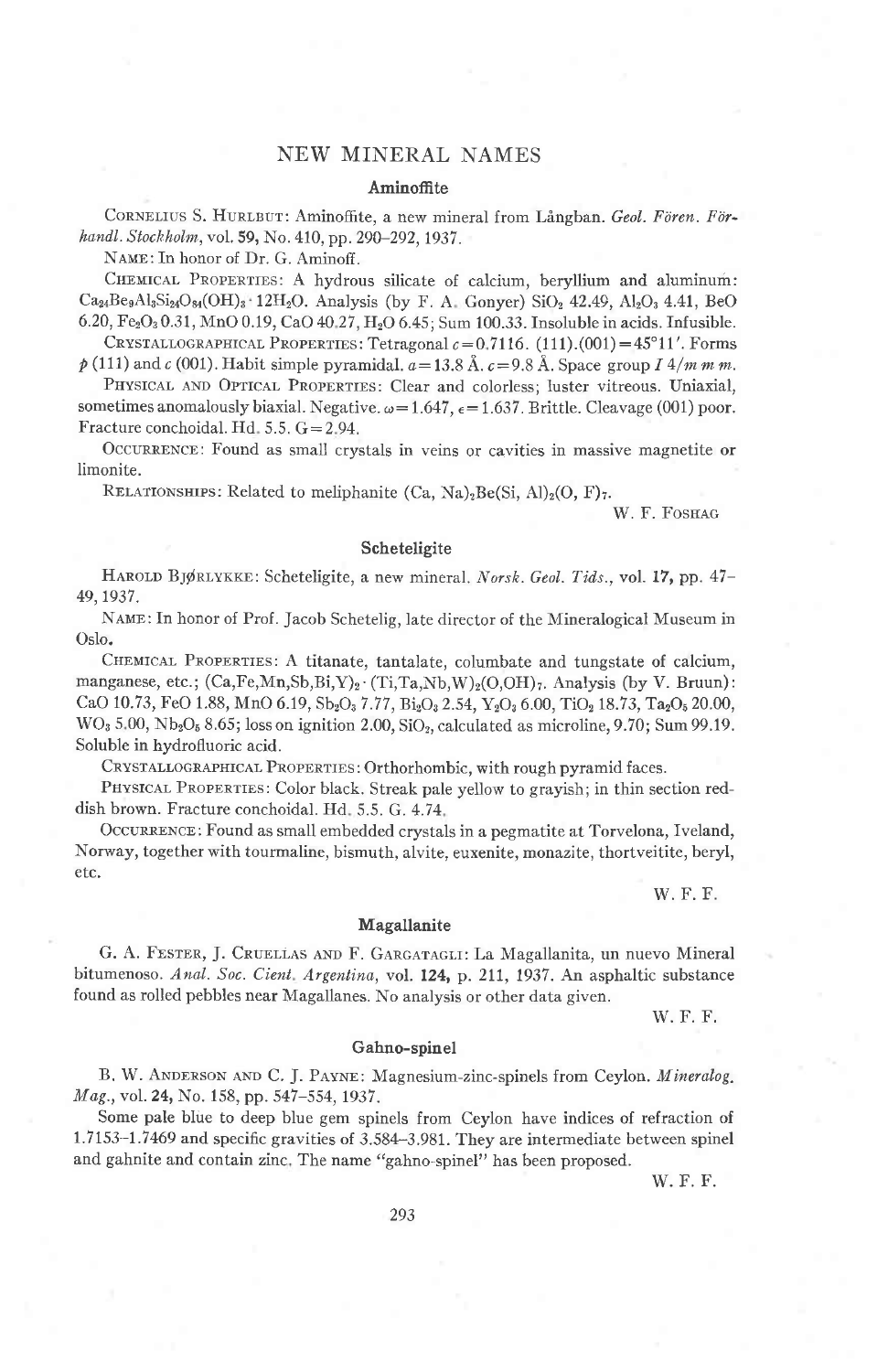# NEW MINERAL NAMES

## Aminoffite

CORNELIUS S. HURLBUT: Aminoffite, a new mineral from Långban. *Geol. Fören. Förhandl. Stockholm*, vol. **59**, No. 410, pp. 290–292, 1937.

NAME: In honor of Dr. G. Aminoff.

CHEMICAL PROPERTIES: A hydrous silicate of calcium, beryllium and aluminum: $Ca_{24}Be_9Al_3Si_{24}O_{84}(OH)_3 \cdot 12H_2O$. Analysis (by F. A. Gonyer) $SiO_2$ 42.49, $Al_2O_3$ 4.41, BeO 6.20, $Fe_2O_3$ 0.31, MnO 0.19, CaO 40.27, $H_2O$ 6.45; Sum 100.33. Insoluble in acids. Infusible.

CRYSTALLOGRAPHICAL PROPERTIES: Tetragonal $c=0.7116$. (111).(001)$=45°11'$. Forms $p$ (111) and $c$ (001). Habit simple pyramidal. $a=13.8$ Å. $c=9.8$ Å. Space group $I\ 4/m\ m\ m$.

PHYSICAL AND OPTICAL PROPERTIES: Clear and colorless; luster vitreous. Uniaxial, sometimes anomalously biaxial. Negative. $\omega=1.647$, $\epsilon=1.637$. Brittle. Cleavage (001) poor. Fracture conchoidal. Hd. 5.5. G$=$2.94.

OCCURRENCE: Found as small crystals in veins or cavities in massive magnetite or limonite.

RELATIONSHIPS: Related to meliphanite $(Ca, Na)_2Be(Si, Al)_2(O, F)_7$.

W. F. FOSHAG

## Scheteligite

HAROLD BJØRLYKKE: Scheteligite, a new mineral. *Norsk. Geol. Tids.*, vol. **17**, pp. 47–49, 1937.

NAME: In honor of Prof. Jacob Schetelig, late director of the Mineralogical Museum in Oslo.

CHEMICAL PROPERTIES: A titanate, tantalate, columbate and tungstate of calcium, manganese, etc.; $(Ca,Fe,Mn,Sb,Bi,Y)_2 \cdot (Ti,Ta,Nb,W)_2(O,OH)_7$. Analysis (by V. Bruun): CaO 10.73, FeO 1.88, MnO 6.19, $Sb_2O_3$ 7.77, $Bi_2O_3$ 2.54, $Y_2O_3$ 6.00, $TiO_2$ 18.73, $Ta_2O_5$ 20.00, $WO_3$ 5.00, $Nb_2O_5$ 8.65; loss on ignition 2.00, $SiO_2$, calculated as microline, 9.70; Sum 99.19. Soluble in hydrofluoric acid.

CRYSTALLOGRAPHICAL PROPERTIES: Orthorhombic, with rough pyramid faces.

PHYSICAL PROPERTIES: Color black. Streak pale yellow to grayish; in thin section reddish brown. Fracture conchoidal. Hd. 5.5. G. 4.74.

OCCURRENCE: Found as small embedded crystals in a pegmatite at Torvelona, Iveland, Norway, together with tourmaline, bismuth, alvite, euxenite, monazite, thortveitite, beryl, etc.

W. F. F.

## Magallanite

G. A. FESTER, J. CRUELLAS AND F. GARGATAGLI: La Magallanita, un nuevo Mineral bitumenoso. *Anal. Soc. Cient. Argentina*, vol. **124**, p. 211, 1937. An asphaltic substance found as rolled pebbles near Magallanes. No analysis or other data given.

W. F. F.

## Gahno-spinel

B. W. ANDERSON AND C. J. PAYNE: Magnesium-zinc-spinels from Ceylon. *Mineralog. Mag.*, vol. **24**, No. 158, pp. 547–554, 1937.

Some pale blue to deep blue gem spinels from Ceylon have indices of refraction of 1.7153–1.7469 and specific gravities of 3.584–3.981. They are intermediate between spinel and gahnite and contain zinc. The name "gahno-spinel" has been proposed.

W. F. F.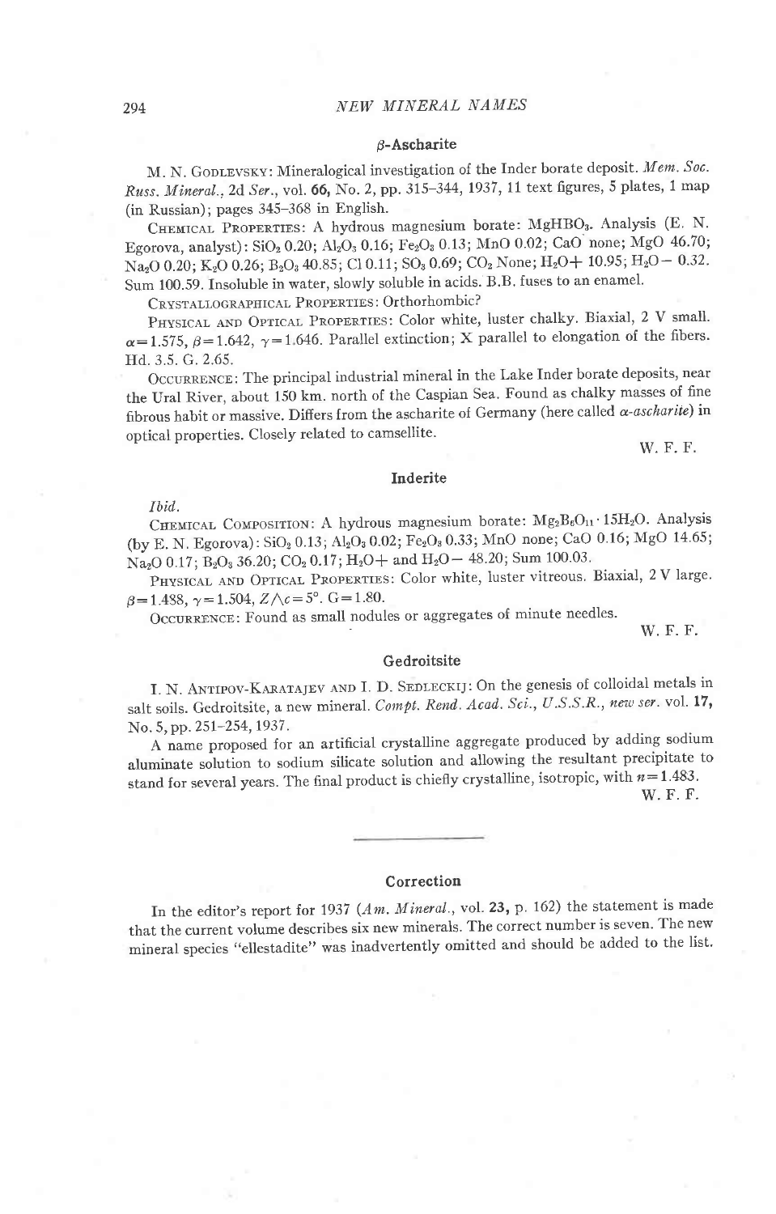### β-Ascharite

M. N. Godlevsky: Mineralogical investigation of the Inder borate deposit. *Mem. Soc. Russ. Mineral.*, 2d *Ser.*, vol. **66**, No. 2, pp. 315–344, 1937, 11 text figures, 5 plates, 1 map (in Russian); pages 345–368 in English.

Chemical Properties: A hydrous magnesium borate: $MgHBO_3$. Analysis (E. N. Egorova, analyst): $SiO_2$ 0.20; $Al_2O_3$ 0.16; $Fe_2O_3$ 0.13; MnO 0.02; CaO none; MgO 46.70; $Na_2O$ 0.20; $K_2O$ 0.26; $B_2O_3$ 40.85; Cl 0.11; $SO_3$ 0.69; $CO_2$ None; $H_2O+$ 10.95; $H_2O-$ 0.32. Sum 100.59. Insoluble in water, slowly soluble in acids. B.B. fuses to an enamel.

Crystallographical Properties: Orthorhombic?

Physical and Optical Properties: Color white, luster chalky. Biaxial, 2 V small. $\alpha=1.575$, $\beta=1.642$, $\gamma=1.646$. Parallel extinction; X parallel to elongation of the fibers. Hd. 3.5. G. 2.65.

Occurrence: The principal industrial mineral in the Lake Inder borate deposits, near the Ural River, about 150 km. north of the Caspian Sea. Found as chalky masses of fine fibrous habit or massive. Differs from the ascharite of Germany (here called *α-ascharite*) in optical properties. Closely related to camsellite.

W. F. F.

### Inderite

*Ibid.*

Chemical Composition: A hydrous magnesium borate: $Mg_2B_6O_{11}\cdot 15H_2O$. Analysis (by E. N. Egorova): $SiO_2$ 0.13; $Al_2O_3$ 0.02; $Fe_2O_3$ 0.33; MnO none; CaO 0.16; MgO 14.65; $Na_2O$ 0.17; $B_2O_3$ 36.20; $CO_2$ 0.17; $H_2O+$ and $H_2O-$ 48.20; Sum 100.03.

Physical and Optical Properties: Color white, luster vitreous. Biaxial, 2 V large. $\beta=1.488$, $\gamma=1.504$, $Z\wedge c=5°$. G=1.80.

Occurrence: Found as small nodules or aggregates of minute needles.

W. F. F.

### Gedroitsite

I. N. Antipov-Karatajev and I. D. Sedleckij: On the genesis of colloidal metals in salt soils. Gedroitsite, a new mineral. *Compt. Rend. Acad. Sci., U.S.S.R., new ser.* vol. **17**, No. 5, pp. 251–254, 1937.

A name proposed for an artificial crystalline aggregate produced by adding sodium aluminate solution to sodium silicate solution and allowing the resultant precipitate to stand for several years. The final product is chiefly crystalline, isotropic, with $n=1.483$.

W. F. F.

---

### Correction

In the editor's report for 1937 (*Am. Mineral.*, vol. **23**, p. 162) the statement is made that the current volume describes six new minerals. The correct number is seven. The new mineral species "ellestadite" was inadvertently omitted and should be added to the list.